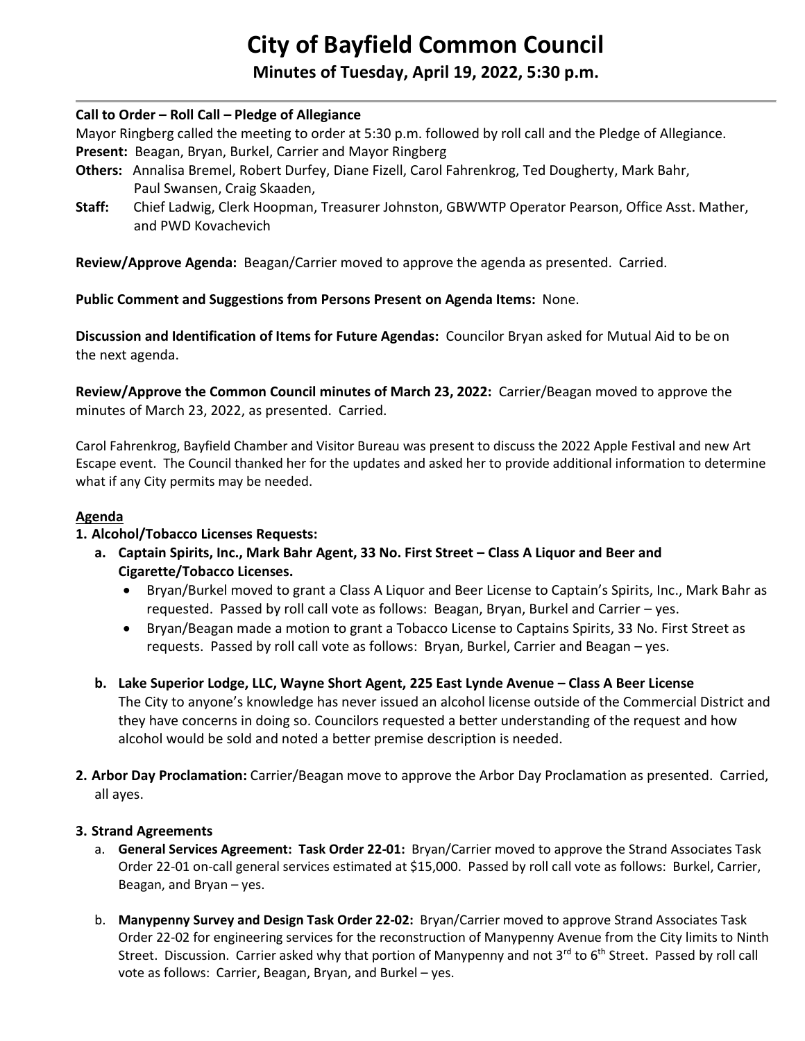# City of Bayfield Common Council

## Minutes of Tuesday, April 19, 2022, 5:30 p.m.

**Call to Order – Roll Call – Pledge of Allegiance**

Mayor Ringberg called the meeting to order at 5:30 p.m. followed by roll call and the Pledge of Allegiance.

**Present:** Beagan, Bryan, Burkel, Carrier and Mayor Ringberg

**Others:** Annalisa Bremel, Robert Durfey, Diane Fizell, Carol Fahrenkrog, Ted Dougherty, Mark Bahr, Paul Swansen, Craig Skaaden,

**Staff:** Chief Ladwig, Clerk Hoopman, Treasurer Johnston, GBWWTP Operator Pearson, Office Asst. Mather, and PWD Kovachevich

**Review/Approve Agenda:** Beagan/Carrier moved to approve the agenda as presented. Carried.

**Public Comment and Suggestions from Persons Present on Agenda Items:** None.

**Discussion and Identification of Items for Future Agendas:** Councilor Bryan asked for Mutual Aid to be on the next agenda.

**Review/Approve the Common Council minutes of March 23, 2022:** Carrier/Beagan moved to approve the minutes of March 23, 2022, as presented. Carried.

Carol Fahrenkrog, Bayfield Chamber and Visitor Bureau was present to discuss the 2022 Apple Festival and new Art Escape event. The Council thanked her for the updates and asked her to provide additional information to determine what if any City permits may be needed.

**Agenda**

**1. Alcohol/Tobacco Licenses Requests:**

- **a. Captain Spirits, Inc., Mark Bahr Agent, 33 No. First Street – Class A Liquor and Beer and Cigarette/Tobacco Licenses.**
  - Bryan/Burkel moved to grant a Class A Liquor and Beer License to Captain's Spirits, Inc., Mark Bahr as requested. Passed by roll call vote as follows: Beagan, Bryan, Burkel and Carrier – yes.
  - Bryan/Beagan made a motion to grant a Tobacco License to Captains Spirits, 33 No. First Street as requests. Passed by roll call vote as follows: Bryan, Burkel, Carrier and Beagan – yes.
- **b. Lake Superior Lodge, LLC, Wayne Short Agent, 225 East Lynde Avenue – Class A Beer License**
  The City to anyone's knowledge has never issued an alcohol license outside of the Commercial District and they have concerns in doing so. Councilors requested a better understanding of the request and how alcohol would be sold and noted a better premise description is needed.

**2. Arbor Day Proclamation:** Carrier/Beagan move to approve the Arbor Day Proclamation as presented. Carried, all ayes.

**3. Strand Agreements**

- a. **General Services Agreement: Task Order 22-01:** Bryan/Carrier moved to approve the Strand Associates Task Order 22-01 on-call general services estimated at $15,000. Passed by roll call vote as follows: Burkel, Carrier, Beagan, and Bryan – yes.
- b. **Manypenny Survey and Design Task Order 22-02:** Bryan/Carrier moved to approve Strand Associates Task Order 22-02 for engineering services for the reconstruction of Manypenny Avenue from the City limits to Ninth Street. Discussion. Carrier asked why that portion of Manypenny and not 3rd to 6th Street. Passed by roll call vote as follows: Carrier, Beagan, Bryan, and Burkel – yes.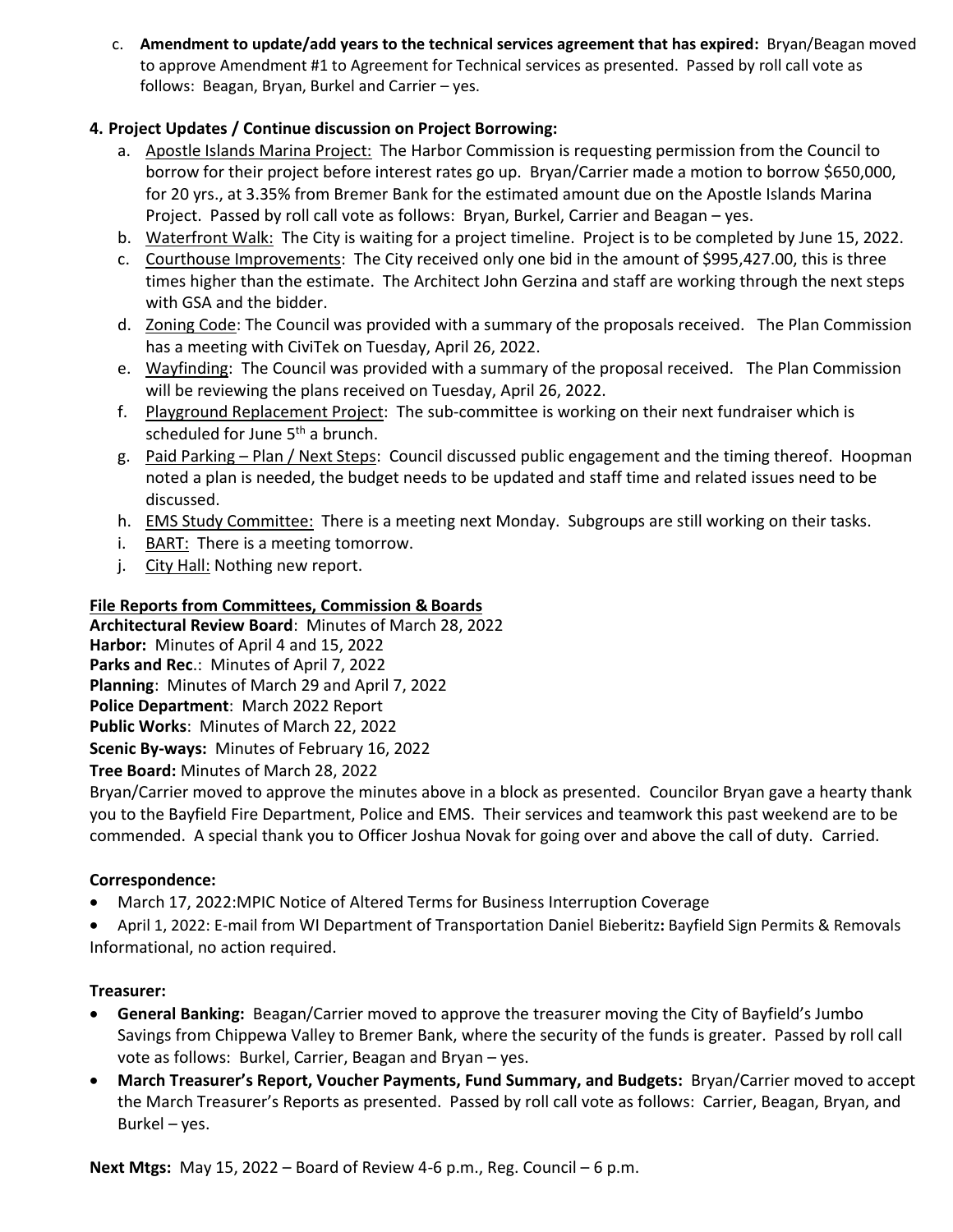c. **Amendment to update/add years to the technical services agreement that has expired:** Bryan/Beagan moved to approve Amendment #1 to Agreement for Technical services as presented. Passed by roll call vote as follows: Beagan, Bryan, Burkel and Carrier – yes.

**4. Project Updates / Continue discussion on Project Borrowing:**

a. Apostle Islands Marina Project: The Harbor Commission is requesting permission from the Council to borrow for their project before interest rates go up. Bryan/Carrier made a motion to borrow $650,000, for 20 yrs., at 3.35% from Bremer Bank for the estimated amount due on the Apostle Islands Marina Project. Passed by roll call vote as follows: Bryan, Burkel, Carrier and Beagan – yes.

b. Waterfront Walk: The City is waiting for a project timeline. Project is to be completed by June 15, 2022.

c. Courthouse Improvements: The City received only one bid in the amount of $995,427.00, this is three times higher than the estimate. The Architect John Gerzina and staff are working through the next steps with GSA and the bidder.

d. Zoning Code: The Council was provided with a summary of the proposals received. The Plan Commission has a meeting with CiviTek on Tuesday, April 26, 2022.

e. Wayfinding: The Council was provided with a summary of the proposal received. The Plan Commission will be reviewing the plans received on Tuesday, April 26, 2022.

f. Playground Replacement Project: The sub-committee is working on their next fundraiser which is scheduled for June 5th a brunch.

g. Paid Parking – Plan / Next Steps: Council discussed public engagement and the timing thereof. Hoopman noted a plan is needed, the budget needs to be updated and staff time and related issues need to be discussed.

h. EMS Study Committee: There is a meeting next Monday. Subgroups are still working on their tasks.

i. BART: There is a meeting tomorrow.

j. City Hall: Nothing new report.

**File Reports from Committees, Commission & Boards**

**Architectural Review Board**: Minutes of March 28, 2022
**Harbor:** Minutes of April 4 and 15, 2022
**Parks and Rec**.: Minutes of April 7, 2022
**Planning**: Minutes of March 29 and April 7, 2022
**Police Department**: March 2022 Report
**Public Works**: Minutes of March 22, 2022
**Scenic By-ways:** Minutes of February 16, 2022
**Tree Board:** Minutes of March 28, 2022

Bryan/Carrier moved to approve the minutes above in a block as presented. Councilor Bryan gave a hearty thank you to the Bayfield Fire Department, Police and EMS. Their services and teamwork this past weekend are to be commended. A special thank you to Officer Joshua Novak for going over and above the call of duty. Carried.

**Correspondence:**

- March 17, 2022:MPIC Notice of Altered Terms for Business Interruption Coverage
- April 1, 2022: E-mail from WI Department of Transportation Daniel Bieberitz**:** Bayfield Sign Permits & Removals

Informational, no action required.

**Treasurer:**

- **General Banking:** Beagan/Carrier moved to approve the treasurer moving the City of Bayfield's Jumbo Savings from Chippewa Valley to Bremer Bank, where the security of the funds is greater. Passed by roll call vote as follows: Burkel, Carrier, Beagan and Bryan – yes.
- **March Treasurer's Report, Voucher Payments, Fund Summary, and Budgets:** Bryan/Carrier moved to accept the March Treasurer's Reports as presented. Passed by roll call vote as follows: Carrier, Beagan, Bryan, and Burkel – yes.

**Next Mtgs:** May 15, 2022 – Board of Review 4-6 p.m., Reg. Council – 6 p.m.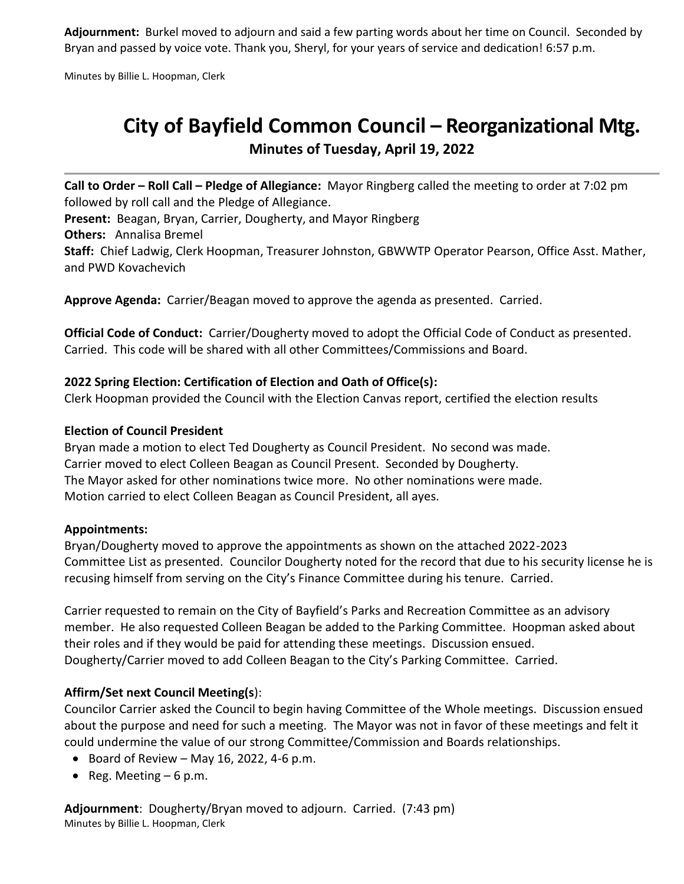**Adjournment:** Burkel moved to adjourn and said a few parting words about her time on Council. Seconded by Bryan and passed by voice vote. Thank you, Sheryl, for your years of service and dedication! 6:57 p.m.

Minutes by Billie L. Hoopman, Clerk

# City of Bayfield Common Council – Reorganizational Mtg.

## Minutes of Tuesday, April 19, 2022

**Call to Order – Roll Call – Pledge of Allegiance:** Mayor Ringberg called the meeting to order at 7:02 pm followed by roll call and the Pledge of Allegiance.
**Present:** Beagan, Bryan, Carrier, Dougherty, and Mayor Ringberg
**Others:** Annalisa Bremel
**Staff:** Chief Ladwig, Clerk Hoopman, Treasurer Johnston, GBWWTP Operator Pearson, Office Asst. Mather, and PWD Kovachevich

**Approve Agenda:** Carrier/Beagan moved to approve the agenda as presented. Carried.

**Official Code of Conduct:** Carrier/Dougherty moved to adopt the Official Code of Conduct as presented. Carried. This code will be shared with all other Committees/Commissions and Board.

**2022 Spring Election: Certification of Election and Oath of Office(s):**
Clerk Hoopman provided the Council with the Election Canvas report, certified the election results

**Election of Council President**
Bryan made a motion to elect Ted Dougherty as Council President. No second was made.
Carrier moved to elect Colleen Beagan as Council Present. Seconded by Dougherty.
The Mayor asked for other nominations twice more. No other nominations were made.
Motion carried to elect Colleen Beagan as Council President, all ayes.

**Appointments:**
Bryan/Dougherty moved to approve the appointments as shown on the attached 2022-2023 Committee List as presented. Councilor Dougherty noted for the record that due to his security license he is recusing himself from serving on the City's Finance Committee during his tenure. Carried.

Carrier requested to remain on the City of Bayfield's Parks and Recreation Committee as an advisory member. He also requested Colleen Beagan be added to the Parking Committee. Hoopman asked about their roles and if they would be paid for attending these meetings. Discussion ensued.
Dougherty/Carrier moved to add Colleen Beagan to the City's Parking Committee. Carried.

**Affirm/Set next Council Meeting(s):**
Councilor Carrier asked the Council to begin having Committee of the Whole meetings. Discussion ensued about the purpose and need for such a meeting. The Mayor was not in favor of these meetings and felt it could undermine the value of our strong Committee/Commission and Boards relationships.

- Board of Review – May 16, 2022, 4-6 p.m.
- Reg. Meeting – 6 p.m.

**Adjournment**: Dougherty/Bryan moved to adjourn. Carried. (7:43 pm)
Minutes by Billie L. Hoopman, Clerk